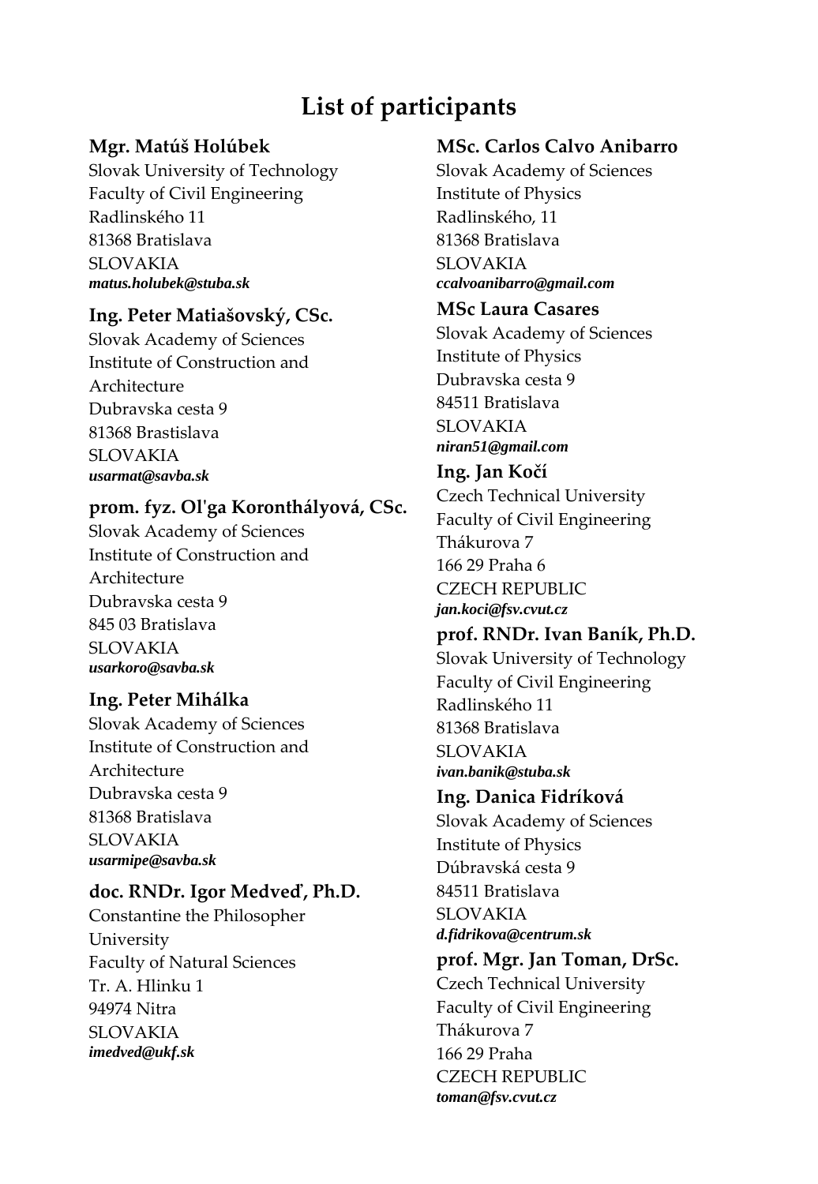# List of participants

**Mgr. Matúš Holúbek**
Slovak University of Technology
Faculty of Civil Engineering
Radlinského 11
81368 Bratislava
SLOVAKIA
***matus.holubek@stuba.sk***

**Ing. Peter Matiašovský, CSc.**
Slovak Academy of Sciences
Institute of Construction and Architecture
Dubravska cesta 9
81368 Brastislava
SLOVAKIA
***usarmat@savba.sk***

**prom. fyz. Ol'ga Koronthályová, CSc.**
Slovak Academy of Sciences
Institute of Construction and Architecture
Dubravska cesta 9
845 03 Bratislava
SLOVAKIA
***usarkoro@savba.sk***

**Ing. Peter Mihálka**
Slovak Academy of Sciences
Institute of Construction and Architecture
Dubravska cesta 9
81368 Bratislava
SLOVAKIA
***usarmipe@savba.sk***

**doc. RNDr. Igor Medveď, Ph.D.**
Constantine the Philosopher University
Faculty of Natural Sciences
Tr. A. Hlinku 1
94974 Nitra
SLOVAKIA
***imedved@ukf.sk***

**MSc. Carlos Calvo Anibarro**
Slovak Academy of Sciences
Institute of Physics
Radlinského, 11
81368 Bratislava
SLOVAKIA
***ccalvoanibarro@gmail.com***

**MSc Laura Casares**
Slovak Academy of Sciences
Institute of Physics
Dubravska cesta 9
84511 Bratislava
SLOVAKIA
***niran51@gmail.com***

**Ing. Jan Kočí**
Czech Technical University
Faculty of Civil Engineering
Thákurova 7
166 29 Praha 6
CZECH REPUBLIC
***jan.koci@fsv.cvut.cz***

**prof. RNDr. Ivan Baník, Ph.D.**
Slovak University of Technology
Faculty of Civil Engineering
Radlinského 11
81368 Bratislava
SLOVAKIA
***ivan.banik@stuba.sk***

**Ing. Danica Fidríková**
Slovak Academy of Sciences
Institute of Physics
Dúbravská cesta 9
84511 Bratislava
SLOVAKIA
***d.fidrikova@centrum.sk***

**prof. Mgr. Jan Toman, DrSc.**
Czech Technical University
Faculty of Civil Engineering
Thákurova 7
166 29 Praha
CZECH REPUBLIC
***toman@fsv.cvut.cz***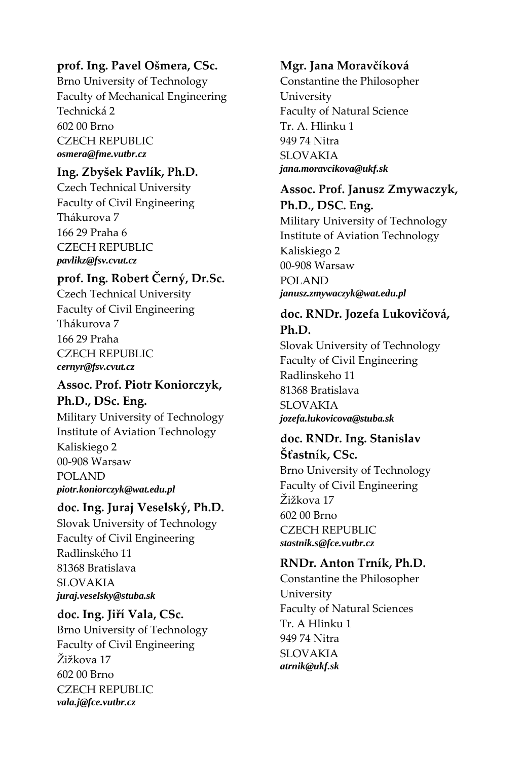**prof. Ing. Pavel Ošmera, CSc.**
Brno University of Technology
Faculty of Mechanical Engineering
Technická 2
602 00 Brno
CZECH REPUBLIC
***osmera@fme.vutbr.cz***

**Ing. Zbyšek Pavlík, Ph.D.**
Czech Technical University
Faculty of Civil Engineering
Thákurova 7
166 29 Praha 6
CZECH REPUBLIC
***pavlikz@fsv.cvut.cz***

**prof. Ing. Robert Černý, Dr.Sc.**
Czech Technical University
Faculty of Civil Engineering
Thákurova 7
166 29 Praha
CZECH REPUBLIC
***cernyr@fsv.cvut.cz***

**Assoc. Prof. Piotr Koniorczyk, Ph.D., DSc. Eng.**
Military University of Technology
Institute of Aviation Technology
Kaliskiego 2
00-908 Warsaw
POLAND
***piotr.koniorczyk@wat.edu.pl***

**doc. Ing. Juraj Veselský, Ph.D.**
Slovak University of Technology
Faculty of Civil Engineering
Radlinského 11
81368 Bratislava
SLOVAKIA
***juraj.veselsky@stuba.sk***

**doc. Ing. Jiří Vala, CSc.**
Brno University of Technology
Faculty of Civil Engineering
Žižkova 17
602 00 Brno
CZECH REPUBLIC
***vala.j@fce.vutbr.cz***

**Mgr. Jana Moravčíková**
Constantine the Philosopher University
Faculty of Natural Science
Tr. A. Hlinku 1
949 74 Nitra
SLOVAKIA
***jana.moravcikova@ukf.sk***

**Assoc. Prof. Janusz Zmywaczyk, Ph.D., DSC. Eng.**
Military University of Technology
Institute of Aviation Technology
Kaliskiego 2
00-908 Warsaw
POLAND
***janusz.zmywaczyk@wat.edu.pl***

**doc. RNDr. Jozefa Lukovičová, Ph.D.**
Slovak University of Technology
Faculty of Civil Engineering
Radlinskeho 11
81368 Bratislava
SLOVAKIA
***jozefa.lukovicova@stuba.sk***

**doc. RNDr. Ing. Stanislav Šťastník, CSc.**
Brno University of Technology
Faculty of Civil Engineering
Žižkova 17
602 00 Brno
CZECH REPUBLIC
***stastnik.s@fce.vutbr.cz***

**RNDr. Anton Trník, Ph.D.**
Constantine the Philosopher University
Faculty of Natural Sciences
Tr. A Hlinku 1
949 74 Nitra
SLOVAKIA
***atrnik@ukf.sk***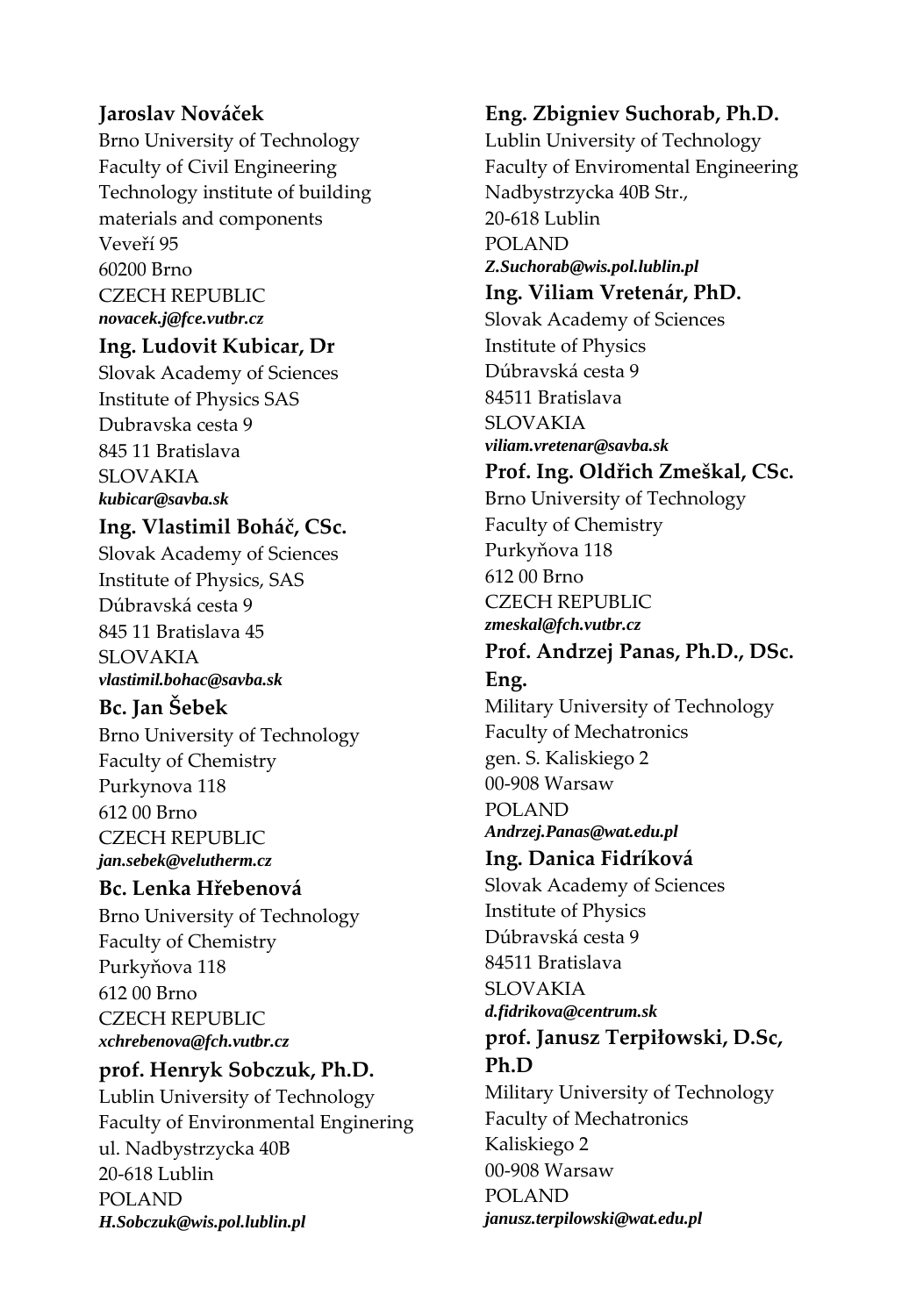**Jaroslav Nováček**
Brno University of Technology
Faculty of Civil Engineering
Technology institute of building materials and components
Veveří 95
60200 Brno
CZECH REPUBLIC
***novacek.j@fce.vutbr.cz***

**Ing. Ludovit Kubicar, Dr**
Slovak Academy of Sciences
Institute of Physics SAS
Dubravska cesta 9
845 11 Bratislava
SLOVAKIA
***kubicar@savba.sk***

**Ing. Vlastimil Boháč, CSc.**
Slovak Academy of Sciences
Institute of Physics, SAS
Dúbravská cesta 9
845 11 Bratislava 45
SLOVAKIA
***vlastimil.bohac@savba.sk***

**Bc. Jan Šebek**
Brno University of Technology
Faculty of Chemistry
Purkynova 118
612 00 Brno
CZECH REPUBLIC
***jan.sebek@velutherm.cz***

**Bc. Lenka Hřebenová**
Brno University of Technology
Faculty of Chemistry
Purkyňova 118
612 00 Brno
CZECH REPUBLIC
***xchrebenova@fch.vutbr.cz***

**prof. Henryk Sobczuk, Ph.D.**
Lublin University of Technology
Faculty of Environmental Enginering
ul. Nadbystrzycka 40B
20-618 Lublin
POLAND
***H.Sobczuk@wis.pol.lublin.pl***

**Eng. Zbigniev Suchorab, Ph.D.**
Lublin University of Technology
Faculty of Enviromental Engineering
Nadbystrzycka 40B Str.,
20-618 Lublin
POLAND
***Z.Suchorab@wis.pol.lublin.pl***

**Ing. Viliam Vretenár, PhD.**
Slovak Academy of Sciences
Institute of Physics
Dúbravská cesta 9
84511 Bratislava
SLOVAKIA
***viliam.vretenar@savba.sk***

**Prof. Ing. Oldřich Zmeškal, CSc.**
Brno University of Technology
Faculty of Chemistry
Purkyňova 118
612 00 Brno
CZECH REPUBLIC
***zmeskal@fch.vutbr.cz***

**Prof. Andrzej Panas, Ph.D., DSc. Eng.**
Military University of Technology
Faculty of Mechatronics
gen. S. Kaliskiego 2
00-908 Warsaw
POLAND
***Andrzej.Panas@wat.edu.pl***

**Ing. Danica Fidríková**
Slovak Academy of Sciences
Institute of Physics
Dúbravská cesta 9
84511 Bratislava
SLOVAKIA
***d.fidrikova@centrum.sk***

**prof. Janusz Terpiłowski, D.Sc, Ph.D**
Military University of Technology
Faculty of Mechatronics
Kaliskiego 2
00-908 Warsaw
POLAND
***janusz.terpilowski@wat.edu.pl***